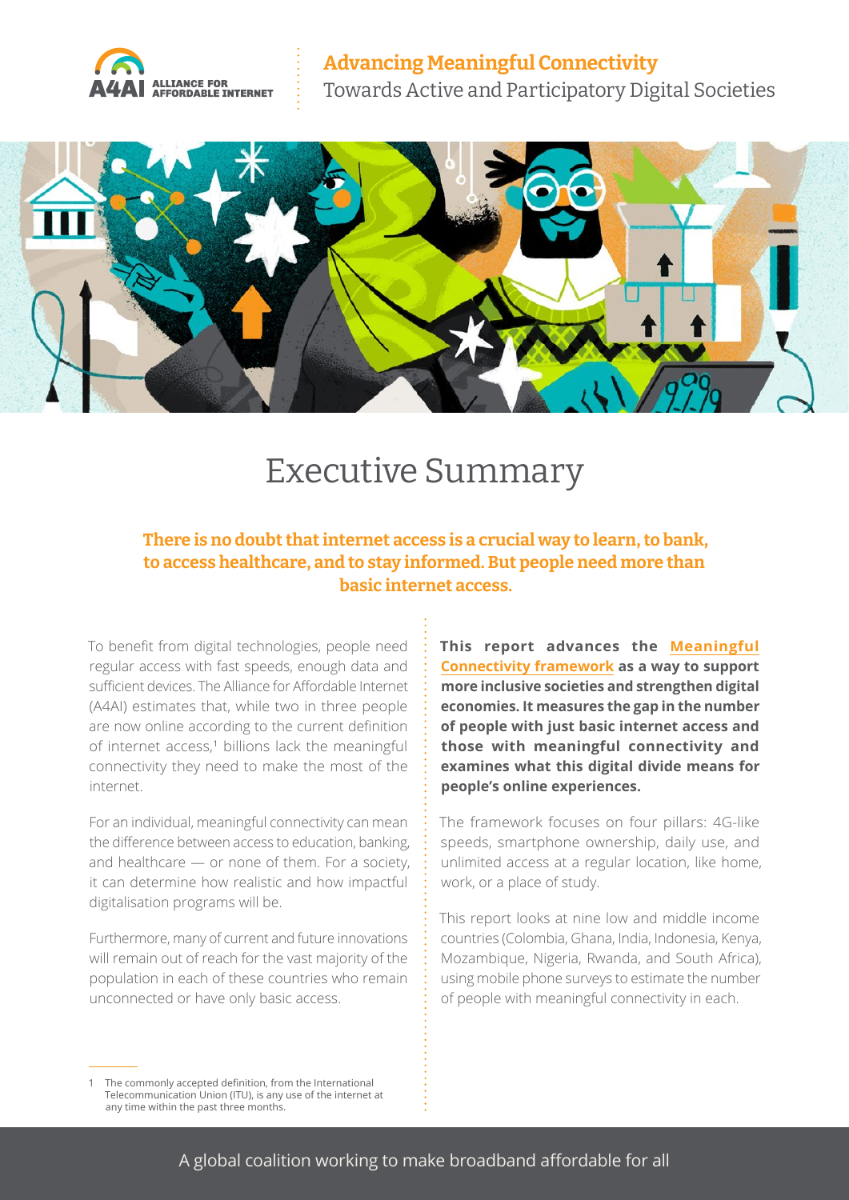# Advancing Meaningful Connectivity

Towards Active and Participatory Digital Societies

## Executive Summary

**There is no doubt that internet access is a crucial way to learn, to bank, to access healthcare, and to stay informed. But people need more than basic internet access.**

To benefit from digital technologies, people need regular access with fast speeds, enough data and sufficient devices. The Alliance for Affordable Internet (A4AI) estimates that, while two in three people are now online according to the current definition of internet access,[1] billions lack the meaningful connectivity they need to make the most of the internet.

For an individual, meaningful connectivity can mean the difference between access to education, banking, and healthcare — or none of them. For a society, it can determine how realistic and how impactful digitalisation programs will be.

Furthermore, many of current and future innovations will remain out of reach for the vast majority of the population in each of these countries who remain unconnected or have only basic access.

**This report advances the Meaningful Connectivity framework as a way to support more inclusive societies and strengthen digital economies. It measures the gap in the number of people with just basic internet access and those with meaningful connectivity and examines what this digital divide means for people's online experiences.**

The framework focuses on four pillars: 4G-like speeds, smartphone ownership, daily use, and unlimited access at a regular location, like home, work, or a place of study.

This report looks at nine low and middle income countries (Colombia, Ghana, India, Indonesia, Kenya, Mozambique, Nigeria, Rwanda, and South Africa), using mobile phone surveys to estimate the number of people with meaningful connectivity in each.

[1] The commonly accepted definition, from the International Telecommunication Union (ITU), is any use of the internet at any time within the past three months.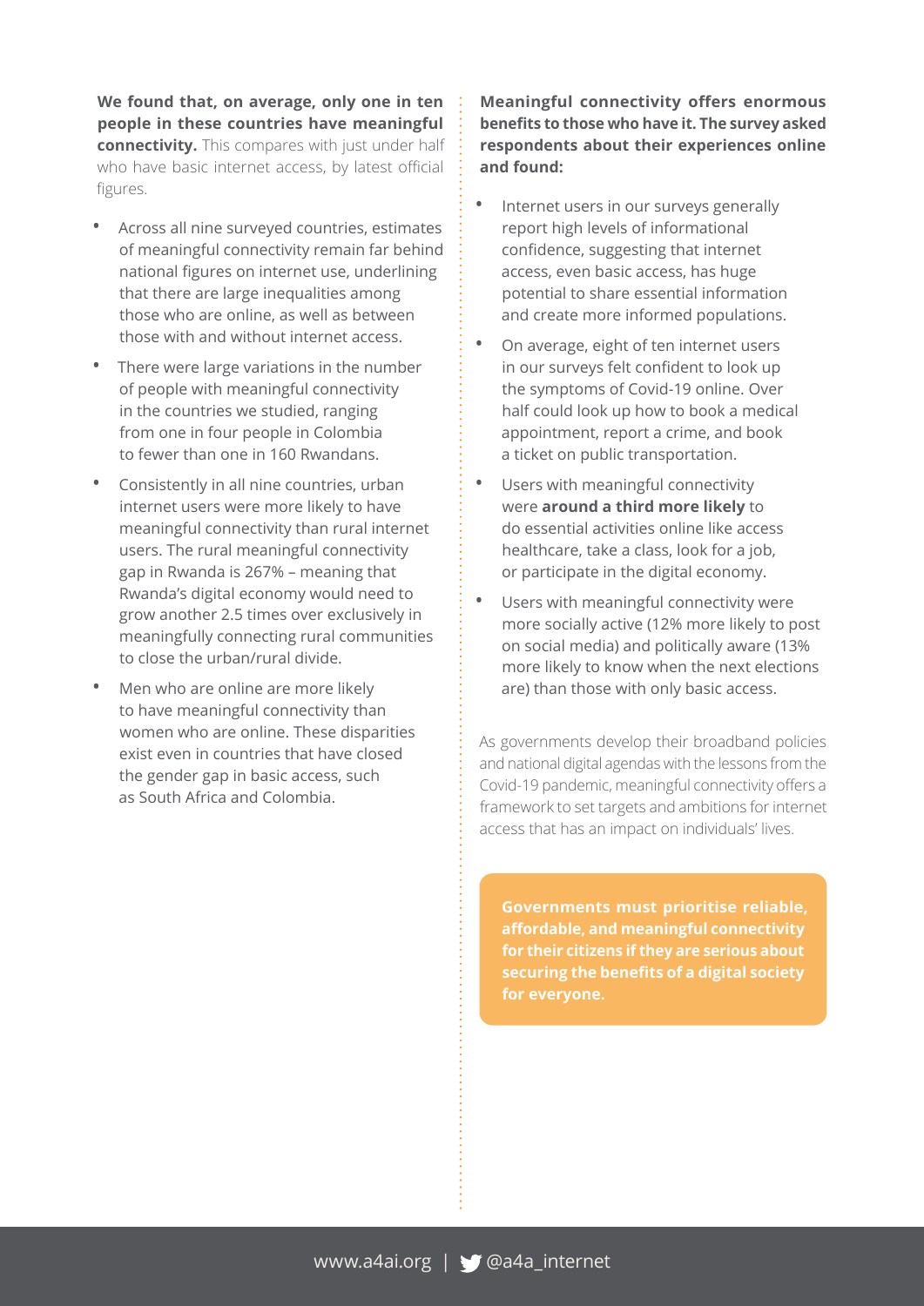**We found that, on average, only one in ten people in these countries have meaningful connectivity.** This compares with just under half who have basic internet access, by latest official figures.

- Across all nine surveyed countries, estimates of meaningful connectivity remain far behind national figures on internet use, underlining that there are large inequalities among those who are online, as well as between those with and without internet access.
- There were large variations in the number of people with meaningful connectivity in the countries we studied, ranging from one in four people in Colombia to fewer than one in 160 Rwandans.
- Consistently in all nine countries, urban internet users were more likely to have meaningful connectivity than rural internet users. The rural meaningful connectivity gap in Rwanda is 267% – meaning that Rwanda's digital economy would need to grow another 2.5 times over exclusively in meaningfully connecting rural communities to close the urban/rural divide.
- Men who are online are more likely to have meaningful connectivity than women who are online. These disparities exist even in countries that have closed the gender gap in basic access, such as South Africa and Colombia.

**Meaningful connectivity offers enormous benefits to those who have it. The survey asked respondents about their experiences online and found:**

- Internet users in our surveys generally report high levels of informational confidence, suggesting that internet access, even basic access, has huge potential to share essential information and create more informed populations.
- On average, eight of ten internet users in our surveys felt confident to look up the symptoms of Covid-19 online. Over half could look up how to book a medical appointment, report a crime, and book a ticket on public transportation.
- Users with meaningful connectivity were **around a third more likely** to do essential activities online like access healthcare, take a class, look for a job, or participate in the digital economy.
- Users with meaningful connectivity were more socially active (12% more likely to post on social media) and politically aware (13% more likely to know when the next elections are) than those with only basic access.

As governments develop their broadband policies and national digital agendas with the lessons from the Covid-19 pandemic, meaningful connectivity offers a framework to set targets and ambitions for internet access that has an impact on individuals' lives.

**Governments must prioritise reliable, affordable, and meaningful connectivity for their citizens if they are serious about securing the benefits of a digital society for everyone.**